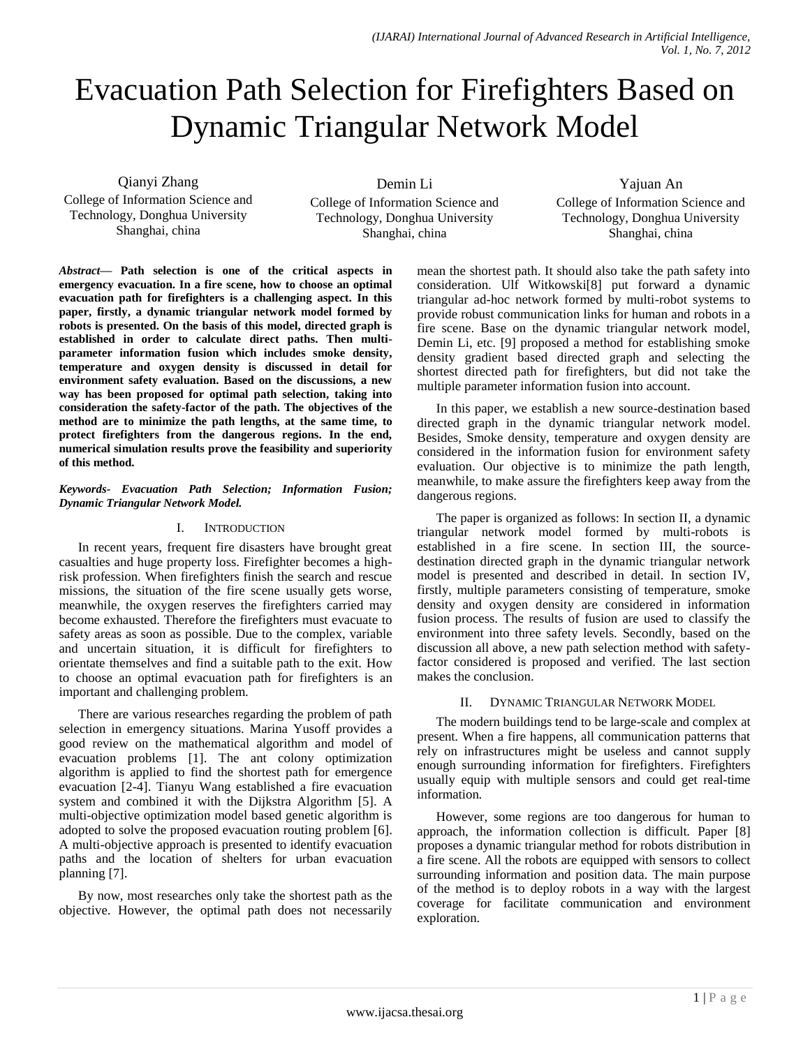# Evacuation Path Selection for Firefighters Based on Dynamic Triangular Network Model

Qianyi Zhang
College of Information Science and Technology, Donghua University
Shanghai, china

Demin Li
College of Information Science and Technology, Donghua University
Shanghai, china

Yajuan An
College of Information Science and Technology, Donghua University
Shanghai, china

***Abstract*— Path selection is one of the critical aspects in emergency evacuation. In a fire scene, how to choose an optimal evacuation path for firefighters is a challenging aspect. In this paper, firstly, a dynamic triangular network model formed by robots is presented. On the basis of this model, directed graph is established in order to calculate direct paths. Then multi-parameter information fusion which includes smoke density, temperature and oxygen density is discussed in detail for environment safety evaluation. Based on the discussions, a new way has been proposed for optimal path selection, taking into consideration the safety-factor of the path. The objectives of the method are to minimize the path lengths, at the same time, to protect firefighters from the dangerous regions. In the end, numerical simulation results prove the feasibility and superiority of this method.**

***Keywords- Evacuation Path Selection; Information Fusion; Dynamic Triangular Network Model.***

## I. INTRODUCTION

In recent years, frequent fire disasters have brought great casualties and huge property loss. Firefighter becomes a high-risk profession. When firefighters finish the search and rescue missions, the situation of the fire scene usually gets worse, meanwhile, the oxygen reserves the firefighters carried may become exhausted. Therefore the firefighters must evacuate to safety areas as soon as possible. Due to the complex, variable and uncertain situation, it is difficult for firefighters to orientate themselves and find a suitable path to the exit. How to choose an optimal evacuation path for firefighters is an important and challenging problem.

There are various researches regarding the problem of path selection in emergency situations. Marina Yusoff provides a good review on the mathematical algorithm and model of evacuation problems [1]. The ant colony optimization algorithm is applied to find the shortest path for emergence evacuation [2-4]. Tianyu Wang established a fire evacuation system and combined it with the Dijkstra Algorithm [5]. A multi-objective optimization model based genetic algorithm is adopted to solve the proposed evacuation routing problem [6]. A multi-objective approach is presented to identify evacuation paths and the location of shelters for urban evacuation planning [7].

By now, most researches only take the shortest path as the objective. However, the optimal path does not necessarily mean the shortest path. It should also take the path safety into consideration. Ulf Witkowski[8] put forward a dynamic triangular ad-hoc network formed by multi-robot systems to provide robust communication links for human and robots in a fire scene. Base on the dynamic triangular network model, Demin Li, etc. [9] proposed a method for establishing smoke density gradient based directed graph and selecting the shortest directed path for firefighters, but did not take the multiple parameter information fusion into account.

In this paper, we establish a new source-destination based directed graph in the dynamic triangular network model. Besides, Smoke density, temperature and oxygen density are considered in the information fusion for environment safety evaluation. Our objective is to minimize the path length, meanwhile, to make assure the firefighters keep away from the dangerous regions.

The paper is organized as follows: In section II, a dynamic triangular network model formed by multi-robots is established in a fire scene. In section III, the source-destination directed graph in the dynamic triangular network model is presented and described in detail. In section IV, firstly, multiple parameters consisting of temperature, smoke density and oxygen density are considered in information fusion process. The results of fusion are used to classify the environment into three safety levels. Secondly, based on the discussion all above, a new path selection method with safety-factor considered is proposed and verified. The last section makes the conclusion.

## II. DYNAMIC TRIANGULAR NETWORK MODEL

The modern buildings tend to be large-scale and complex at present. When a fire happens, all communication patterns that rely on infrastructures might be useless and cannot supply enough surrounding information for firefighters. Firefighters usually equip with multiple sensors and could get real-time information.

However, some regions are too dangerous for human to approach, the information collection is difficult. Paper [8] proposes a dynamic triangular method for robots distribution in a fire scene. All the robots are equipped with sensors to collect surrounding information and position data. The main purpose of the method is to deploy robots in a way with the largest coverage for facilitate communication and environment exploration.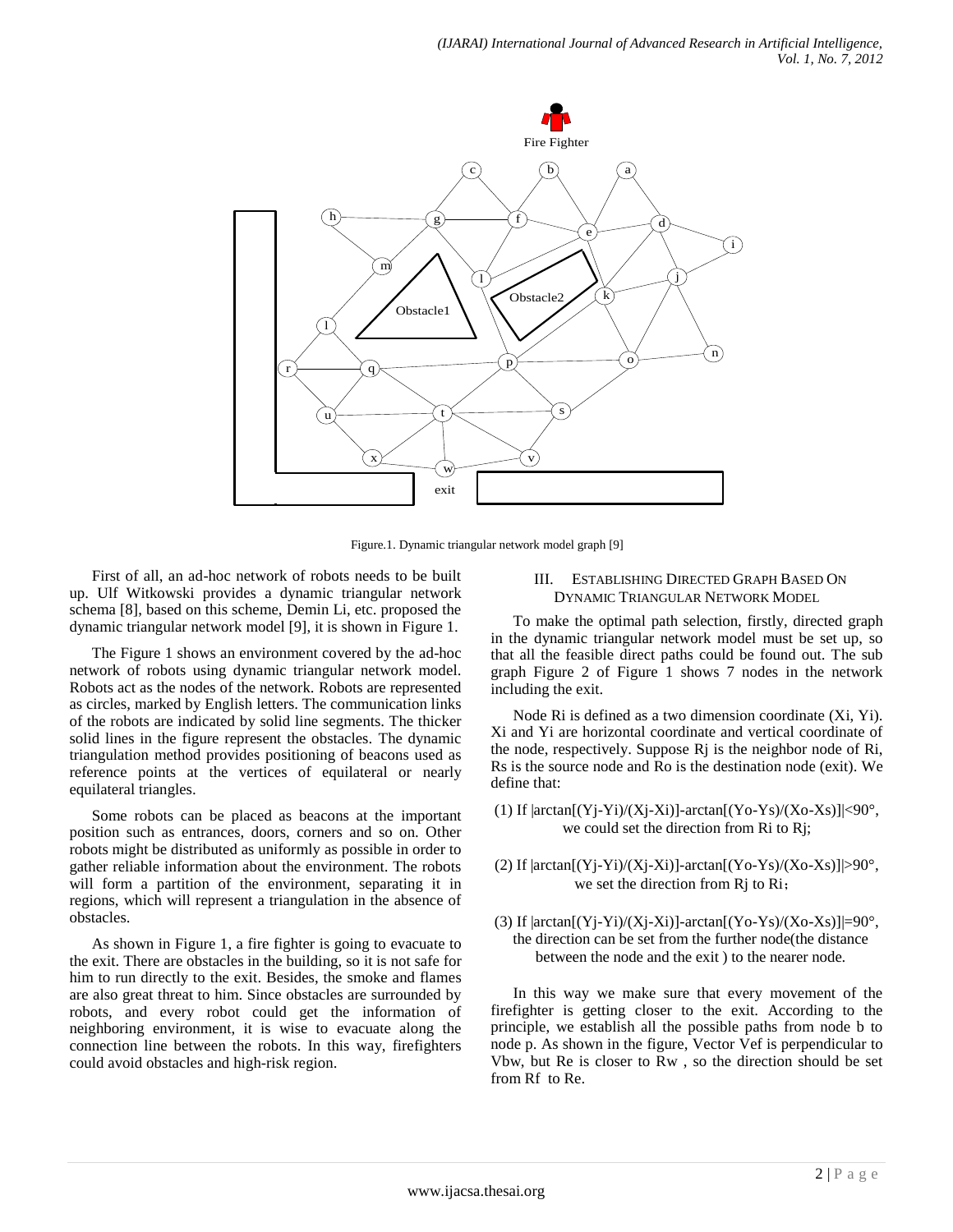Figure.1. Dynamic triangular network model graph [9]

First of all, an ad-hoc network of robots needs to be built up. Ulf Witkowski provides a dynamic triangular network schema [8], based on this scheme, Demin Li, etc. proposed the dynamic triangular network model [9], it is shown in Figure 1.

The Figure 1 shows an environment covered by the ad-hoc network of robots using dynamic triangular network model. Robots act as the nodes of the network. Robots are represented as circles, marked by English letters. The communication links of the robots are indicated by solid line segments. The thicker solid lines in the figure represent the obstacles. The dynamic triangulation method provides positioning of beacons used as reference points at the vertices of equilateral or nearly equilateral triangles.

Some robots can be placed as beacons at the important position such as entrances, doors, corners and so on. Other robots might be distributed as uniformly as possible in order to gather reliable information about the environment. The robots will form a partition of the environment, separating it in regions, which will represent a triangulation in the absence of obstacles.

As shown in Figure 1, a fire fighter is going to evacuate to the exit. There are obstacles in the building, so it is not safe for him to run directly to the exit. Besides, the smoke and flames are also great threat to him. Since obstacles are surrounded by robots, and every robot could get the information of neighboring environment, it is wise to evacuate along the connection line between the robots. In this way, firefighters could avoid obstacles and high-risk region.

## III. Establishing Directed Graph Based On Dynamic Triangular Network Model

To make the optimal path selection, firstly, directed graph in the dynamic triangular network model must be set up, so that all the feasible direct paths could be found out. The sub graph Figure 2 of Figure 1 shows 7 nodes in the network including the exit.

Node $R_i$ is defined as a two dimension coordinate $(X_i, Y_i)$. $X_i$ and $Y_i$ are horizontal coordinate and vertical coordinate of the node, respectively. Suppose $R_j$ is the neighbor node of $R_i$, $R_s$ is the source node and $R_o$ is the destination node (exit). We define that:

(1) If $|\arctan[(Y_j-Y_i)/(X_j-X_i)]-\arctan[(Y_o-Y_s)/(X_o-X_s)]|<90°$, we could set the direction from $R_i$ to $R_j$;

(2) If $|\arctan[(Y_j-Y_i)/(X_j-X_i)]-\arctan[(Y_o-Y_s)/(X_o-X_s)]|>90°$, we set the direction from $R_j$ to $R_i$;

(3) If $|\arctan[(Y_j-Y_i)/(X_j-X_i)]-\arctan[(Y_o-Y_s)/(X_o-X_s)]|=90°$, the direction can be set from the further node(the distance between the node and the exit ) to the nearer node.

In this way we make sure that every movement of the firefighter is getting closer to the exit. According to the principle, we establish all the possible paths from node b to node p. As shown in the figure, Vector $V_{ef}$ is perpendicular to $V_{bw}$, but $R_e$ is closer to $R_w$ , so the direction should be set from $R_f$ to $R_e$.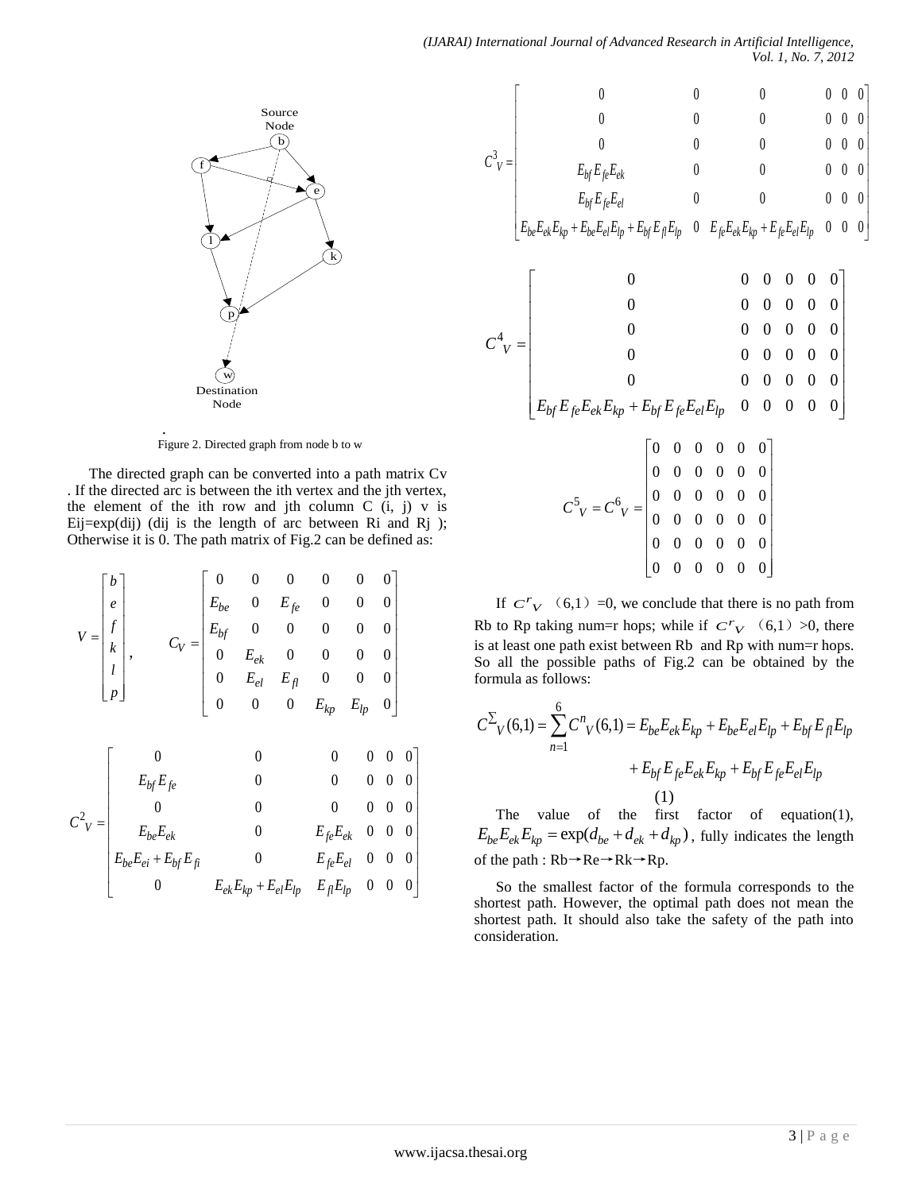Figure 2. Directed graph from node b to w

The directed graph can be converted into a path matrix Cv . If the directed arc is between the ith vertex and the jth vertex, the element of the ith row and jth column C (i, j) v is Eij=exp(dij) (dij is the length of arc between Ri and Rj ); Otherwise it is 0. The path matrix of Fig.2 can be defined as:

$$
V = \begin{bmatrix} b \\ e \\ f \\ k \\ l \\ p \end{bmatrix}, \quad C_V = \begin{bmatrix} 0 & 0 & 0 & 0 & 0 & 0 \\ E_{be} & 0 & E_{fe} & 0 & 0 & 0 \\ E_{bf} & 0 & 0 & 0 & 0 & 0 \\ 0 & E_{ek} & 0 & 0 & 0 & 0 \\ 0 & E_{el} & E_{fl} & 0 & 0 & 0 \\ 0 & 0 & 0 & E_{kp} & E_{lp} & 0 \end{bmatrix}
$$

$$
C^2_V = \begin{bmatrix} 0 & 0 & 0 & 0 & 0 & 0 \\ E_{bf}E_{fe} & 0 & 0 & 0 & 0 & 0 \\ 0 & 0 & 0 & 0 & 0 & 0 \\ E_{be}E_{ek} & 0 & E_{fe}E_{ek} & 0 & 0 & 0 \\ E_{be}E_{ei} + E_{bf}E_{fi} & 0 & E_{fe}E_{el} & 0 & 0 & 0 \\ 0 & E_{ek}E_{kp} + E_{el}E_{lp} & E_{fl}E_{lp} & 0 & 0 & 0 \end{bmatrix}
$$

$$
C^3_V = \begin{bmatrix} 0 & 0 & 0 & 0 & 0 & 0 \\ 0 & 0 & 0 & 0 & 0 & 0 \\ 0 & 0 & 0 & 0 & 0 & 0 \\ E_{bf}E_{fe}E_{ek} & 0 & 0 & 0 & 0 & 0 \\ E_{bf}E_{fe}E_{el} & 0 & 0 & 0 & 0 & 0 \\ E_{be}E_{ek}E_{kp} + E_{be}E_{el}E_{lp} + E_{bf}E_{fl}E_{lp} & 0 & E_{fe}E_{ek}E_{kp} + E_{fe}E_{el}E_{lp} & 0 & 0 & 0 \end{bmatrix}
$$

$$
C^4_V = \begin{bmatrix} 0 & 0 & 0 & 0 & 0 & 0 \\ 0 & 0 & 0 & 0 & 0 & 0 \\ 0 & 0 & 0 & 0 & 0 & 0 \\ 0 & 0 & 0 & 0 & 0 & 0 \\ 0 & 0 & 0 & 0 & 0 & 0 \\ E_{bf}E_{fe}E_{ek}E_{kp} + E_{bf}E_{fe}E_{el}E_{lp} & 0 & 0 & 0 & 0 & 0 \end{bmatrix}
$$

$$
C^5_V = C^6_V = \begin{bmatrix} 0 & 0 & 0 & 0 & 0 & 0 \\ 0 & 0 & 0 & 0 & 0 & 0 \\ 0 & 0 & 0 & 0 & 0 & 0 \\ 0 & 0 & 0 & 0 & 0 & 0 \\ 0 & 0 & 0 & 0 & 0 & 0 \\ 0 & 0 & 0 & 0 & 0 & 0 \end{bmatrix}
$$

If $C^r_V$ （6,1）=0, we conclude that there is no path from Rb to Rp taking num=r hops; while if $C^r_V$ （6,1）>0, there is at least one path exist between Rb and Rp with num=r hops. So all the possible paths of Fig.2 can be obtained by the formula as follows:

$$
C^{\Sigma}_V(6,1) = \sum_{n=1}^{6} C^n_V(6,1) = E_{be}E_{ek}E_{kp} + E_{be}E_{el}E_{lp} + E_{bf}E_{fl}E_{lp} + E_{bf}E_{fe}E_{ek}E_{kp} + E_{bf}E_{fe}E_{el}E_{lp} \tag{1}
$$

The value of the first factor of equation(1), $E_{be}E_{ek}E_{kp} = \exp(d_{be} + d_{ek} + d_{kp})$, fully indicates the length of the path : Rb→Re→Rk→Rp.

So the smallest factor of the formula corresponds to the shortest path. However, the optimal path does not mean the shortest path. It should also take the safety of the path into consideration.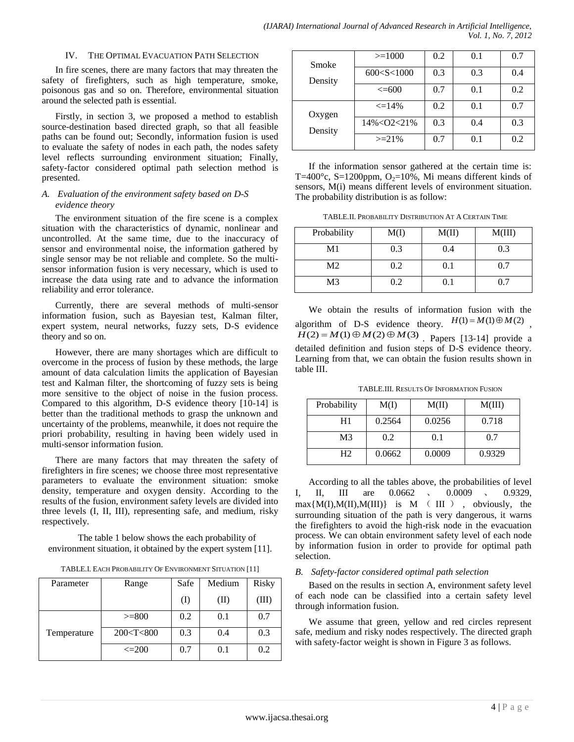## IV. THE OPTIMAL EVACUATION PATH SELECTION

In fire scenes, there are many factors that may threaten the safety of firefighters, such as high temperature, smoke, poisonous gas and so on. Therefore, environmental situation around the selected path is essential.

Firstly, in section 3, we proposed a method to establish source-destination based directed graph, so that all feasible paths can be found out; Secondly, information fusion is used to evaluate the safety of nodes in each path, the nodes safety level reflects surrounding environment situation; Finally, safety-factor considered optimal path selection method is presented.

### *A. Evaluation of the environment safety based on D-S evidence theory*

The environment situation of the fire scene is a complex situation with the characteristics of dynamic, nonlinear and uncontrolled. At the same time, due to the inaccuracy of sensor and environmental noise, the information gathered by single sensor may be not reliable and complete. So the multi-sensor information fusion is very necessary, which is used to increase the data using rate and to advance the information reliability and error tolerance.

Currently, there are several methods of multi-sensor information fusion, such as Bayesian test, Kalman filter, expert system, neural networks, fuzzy sets, D-S evidence theory and so on.

However, there are many shortages which are difficult to overcome in the process of fusion by these methods, the large amount of data calculation limits the application of Bayesian test and Kalman filter, the shortcoming of fuzzy sets is being more sensitive to the object of noise in the fusion process. Compared to this algorithm, D-S evidence theory [10-14] is better than the traditional methods to grasp the unknown and uncertainty of the problems, meanwhile, it does not require the priori probability, resulting in having been widely used in multi-sensor information fusion.

There are many factors that may threaten the safety of firefighters in fire scenes; we choose three most representative parameters to evaluate the environment situation: smoke density, temperature and oxygen density. According to the results of the fusion, environment safety levels are divided into three levels (I, II, III), representing safe, and medium, risky respectively.

The table 1 below shows the each probability of environment situation, it obtained by the expert system [11].

TABLE.I. EACH PROBABILITY OF ENVIRONMENT SITUATION [11]

| Parameter | Range | Safe (I) | Medium (II) | Risky (III) |
|---|---|---|---|---|
| Temperature | >=800 | 0.2 | 0.1 | 0.7 |
| | 200<T<800 | 0.3 | 0.4 | 0.3 |
| | <=200 | 0.7 | 0.1 | 0.2 |
| Smoke Density | >=1000 | 0.2 | 0.1 | 0.7 |
| | 600<S<1000 | 0.3 | 0.3 | 0.4 |
| | <=600 | 0.7 | 0.1 | 0.2 |
| Oxygen Density | <=14% | 0.2 | 0.1 | 0.7 |
| | 14%<O2<21% | 0.3 | 0.4 | 0.3 |
| | >=21% | 0.7 | 0.1 | 0.2 |

If the information sensor gathered at the certain time is: T=400°c, S=1200ppm, $O_2$=10%, Mi means different kinds of sensors, M(i) means different levels of environment situation. The probability distribution is as follow:

TABLE.II. PROBABILITY DISTRIBUTION AT A CERTAIN TIME

| Probability | M(I) | M(II) | M(III) |
|---|---|---|---|
| M1 | 0.3 | 0.4 | 0.3 |
| M2 | 0.2 | 0.1 | 0.7 |
| M3 | 0.2 | 0.1 | 0.7 |

We obtain the results of information fusion with the algorithm of D-S evidence theory. $H(1) = M(1) \oplus M(2)$, $H(2) = M(1) \oplus M(2) \oplus M(3)$. Papers [13-14] provide a detailed definition and fusion steps of D-S evidence theory. Learning from that, we can obtain the fusion results shown in table III.

TABLE.III. RESULTS OF INFORMATION FUSION

| Probability | M(I) | M(II) | M(III) |
|---|---|---|---|
| H1 | 0.2564 | 0.0256 | 0.718 |
| M3 | 0.2 | 0.1 | 0.7 |
| H2 | 0.0662 | 0.0009 | 0.9329 |

According to all the tables above, the probabilities of level I, II, III are 0.0662 、 0.0009 、 0.9329, max{M(I),M(II),M(III)} is M（III）, obviously, the surrounding situation of the path is very dangerous, it warns the firefighters to avoid the high-risk node in the evacuation process. We can obtain environment safety level of each node by information fusion in order to provide for optimal path selection.

### *B. Safety-factor considered optimal path selection*

Based on the results in section A, environment safety level of each node can be classified into a certain safety level through information fusion.

We assume that green, yellow and red circles represent safe, medium and risky nodes respectively. The directed graph with safety-factor weight is shown in Figure 3 as follows.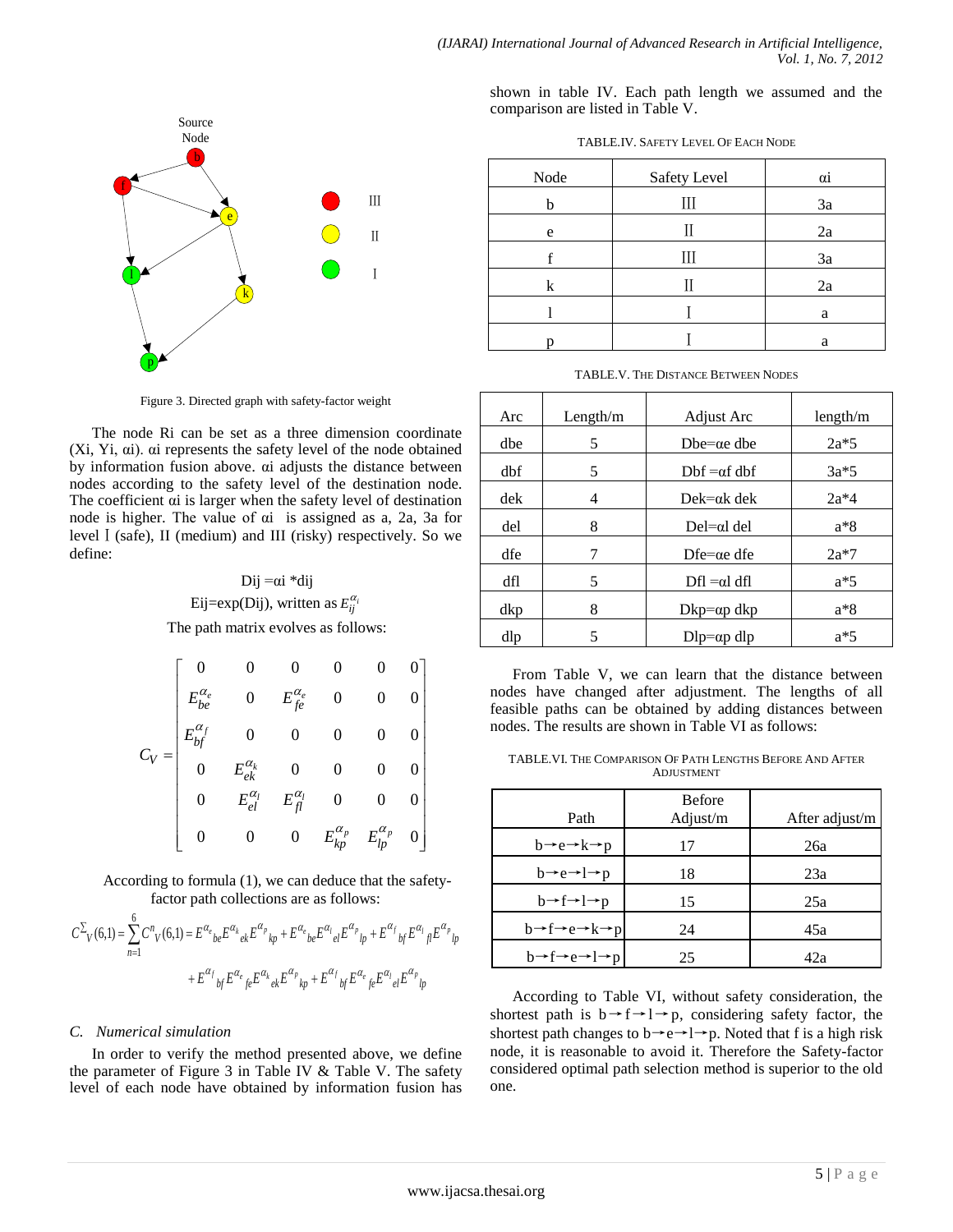Figure 3. Directed graph with safety-factor weight

The node Ri can be set as a three dimension coordinate (Xi, Yi, αi). αi represents the safety level of the node obtained by information fusion above. αi adjusts the distance between nodes according to the safety level of the destination node. The coefficient αi is larger when the safety level of destination node is higher. The value of αi is assigned as a, 2a, 3a for level Ⅰ (safe), II (medium) and III (risky) respectively. So we define:

Dij =αi *dij

Eij=exp(Dij), written as $E_{ij}^{\alpha_i}$

The path matrix evolves as follows:

$$C_V = \begin{bmatrix} 0 & 0 & 0 & 0 & 0 & 0 \\ E_{be}^{\alpha_e} & 0 & E_{fe}^{\alpha_e} & 0 & 0 & 0 \\ E_{bf}^{\alpha_f} & 0 & 0 & 0 & 0 & 0 \\ 0 & E_{ek}^{\alpha_k} & 0 & 0 & 0 & 0 \\ 0 & E_{el}^{\alpha_l} & E_{fl}^{\alpha_l} & 0 & 0 & 0 \\ 0 & 0 & 0 & E_{kp}^{\alpha_p} & E_{lp}^{\alpha_p} & 0 \end{bmatrix}$$

According to formula (1), we can deduce that the safety-factor path collections are as follows:

$$C^{\Sigma}{}_V(6,1) = \sum_{n=1}^{6} C^n{}_V(6,1) = E^{\alpha_e}{}_{be} E^{\alpha_k}{}_{ek} E^{\alpha_p}{}_{kp} + E^{\alpha_e}{}_{be} E^{\alpha_l}{}_{el} E^{\alpha_p}{}_{lp} + E^{\alpha_f}{}_{bf} E^{\alpha_l}{}_{fl} E^{\alpha_p}{}_{lp}$$

$$+ E^{\alpha_f}{}_{bf} E^{\alpha_e}{}_{fe} E^{\alpha_k}{}_{ek} E^{\alpha_p}{}_{kp} + E^{\alpha_f}{}_{bf} E^{\alpha_e}{}_{fe} E^{\alpha_l}{}_{el} E^{\alpha_p}{}_{lp}$$

### C. *Numerical simulation*

In order to verify the method presented above, we define the parameter of Figure 3 in Table IV & Table V. The safety level of each node have obtained by information fusion has shown in table IV. Each path length we assumed and the comparison are listed in Table V.

TABLE.IV. SAFETY LEVEL OF EACH NODE

| Node | Safety Level | αi |
|---|---|---|
| b | III | 3a |
| e | II | 2a |
| f | III | 3a |
| k | II | 2a |
| l | I | a |
| p | I | a |

TABLE.V. THE DISTANCE BETWEEN NODES

| Arc | Length/m | Adjust Arc | length/m |
|---|---|---|---|
| dbe | 5 | Dbe=αe dbe | 2a*5 |
| dbf | 5 | Dbf =αf dbf | 3a*5 |
| dek | 4 | Dek=αk dek | 2a*4 |
| del | 8 | Del=αl del | a*8 |
| dfe | 7 | Dfe=αe dfe | 2a*7 |
| dfl | 5 | Dfl =αl dfl | a*5 |
| dkp | 8 | Dkp=αp dkp | a*8 |
| dlp | 5 | Dlp=αp dlp | a*5 |

From Table V, we can learn that the distance between nodes have changed after adjustment. The lengths of all feasible paths can be obtained by adding distances between nodes. The results are shown in Table VI as follows:

TABLE.VI. THE COMPARISON OF PATH LENGTHS BEFORE AND AFTER ADJUSTMENT

| Path | Before Adjust/m | After adjust/m |
|---|---|---|
| b→e→k→p | 17 | 26a |
| b→e→l→p | 18 | 23a |
| b→f→l→p | 15 | 25a |
| b→f→e→k→p | 24 | 45a |
| b→f→e→l→p | 25 | 42a |

According to Table VI, without safety consideration, the shortest path is b→f→l→p, considering safety factor, the shortest path changes to b→e→l→p. Noted that f is a high risk node, it is reasonable to avoid it. Therefore the Safety-factor considered optimal path selection method is superior to the old one.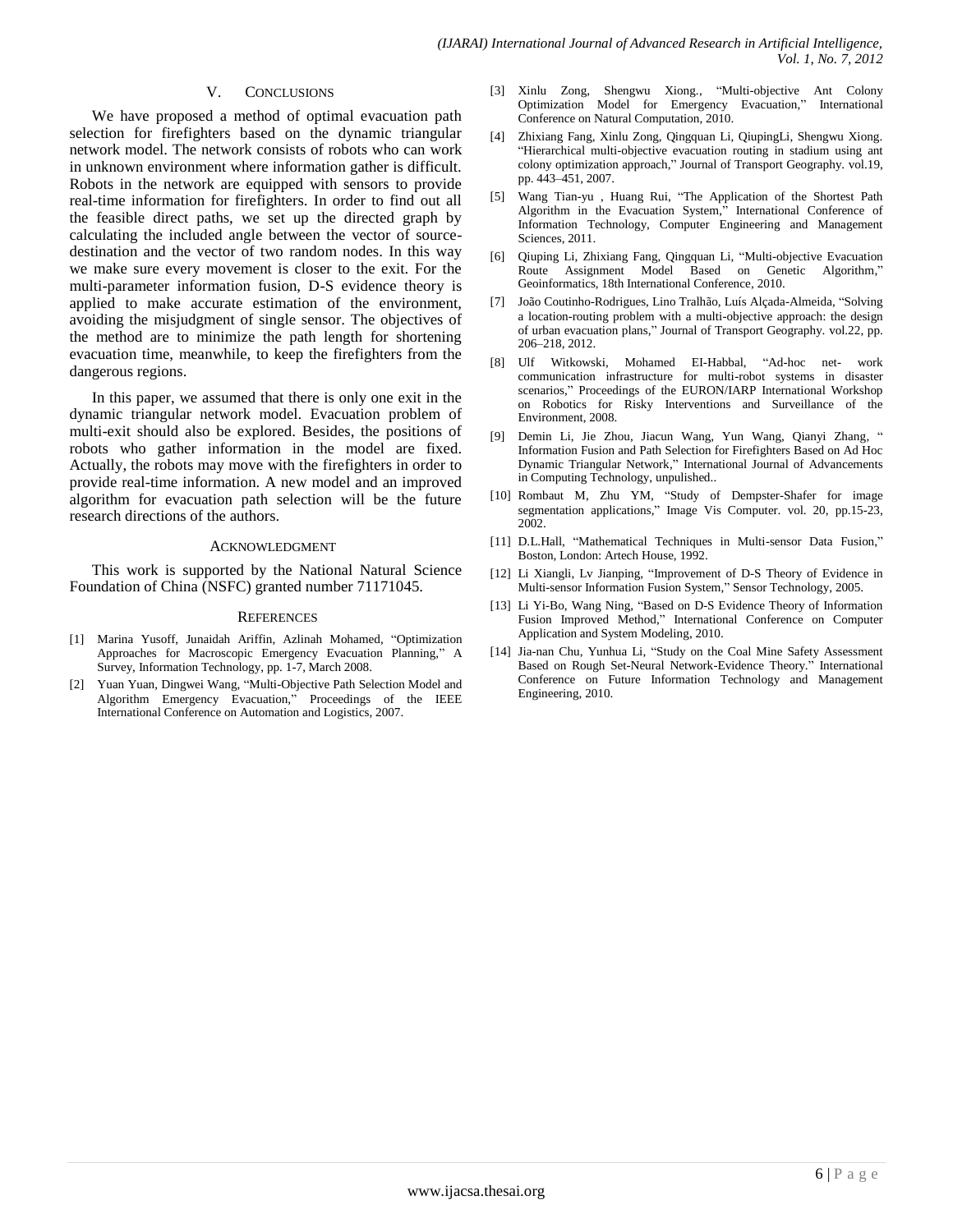## V. CONCLUSIONS

We have proposed a method of optimal evacuation path selection for firefighters based on the dynamic triangular network model. The network consists of robots who can work in unknown environment where information gather is difficult. Robots in the network are equipped with sensors to provide real-time information for firefighters. In order to find out all the feasible direct paths, we set up the directed graph by calculating the included angle between the vector of source-destination and the vector of two random nodes. In this way we make sure every movement is closer to the exit. For the multi-parameter information fusion, D-S evidence theory is applied to make accurate estimation of the environment, avoiding the misjudgment of single sensor. The objectives of the method are to minimize the path length for shortening evacuation time, meanwhile, to keep the firefighters from the dangerous regions.

In this paper, we assumed that there is only one exit in the dynamic triangular network model. Evacuation problem of multi-exit should also be explored. Besides, the positions of robots who gather information in the model are fixed. Actually, the robots may move with the firefighters in order to provide real-time information. A new model and an improved algorithm for evacuation path selection will be the future research directions of the authors.

## ACKNOWLEDGMENT

This work is supported by the National Natural Science Foundation of China (NSFC) granted number 71171045.

## REFERENCES

[1] Marina Yusoff, Junaidah Ariffin, Azlinah Mohamed, "Optimization Approaches for Macroscopic Emergency Evacuation Planning," A Survey, Information Technology, pp. 1-7, March 2008.

[2] Yuan Yuan, Dingwei Wang, "Multi-Objective Path Selection Model and Algorithm Emergency Evacuation," Proceedings of the IEEE International Conference on Automation and Logistics, 2007.

[3] Xinlu Zong, Shengwu Xiong., "Multi-objective Ant Colony Optimization Model for Emergency Evacuation," International Conference on Natural Computation, 2010.

[4] Zhixiang Fang, Xinlu Zong, Qingquan Li, QiupingLi, Shengwu Xiong. "Hierarchical multi-objective evacuation routing in stadium using ant colony optimization approach," Journal of Transport Geography. vol.19, pp. 443–451, 2007.

[5] Wang Tian-yu , Huang Rui, "The Application of the Shortest Path Algorithm in the Evacuation System," International Conference of Information Technology, Computer Engineering and Management Sciences, 2011.

[6] Qiuping Li, Zhixiang Fang, Qingquan Li, "Multi-objective Evacuation Route Assignment Model Based on Genetic Algorithm," Geoinformatics, 18th International Conference, 2010.

[7] João Coutinho-Rodrigues, Lino Tralhão, Luís Alçada-Almeida, "Solving a location-routing problem with a multi-objective approach: the design of urban evacuation plans," Journal of Transport Geography. vol.22, pp. 206–218, 2012.

[8] Ulf Witkowski, Mohamed EI-Habbal, "Ad-hoc net- work communication infrastructure for multi-robot systems in disaster scenarios," Proceedings of the EURON/IARP International Workshop on Robotics for Risky Interventions and Surveillance of the Environment, 2008.

[9] Demin Li, Jie Zhou, Jiacun Wang, Yun Wang, Qianyi Zhang, " Information Fusion and Path Selection for Firefighters Based on Ad Hoc Dynamic Triangular Network," International Journal of Advancements in Computing Technology, unpulished..

[10] Rombaut M, Zhu YM, "Study of Dempster-Shafer for image segmentation applications," Image Vis Computer. vol. 20, pp.15-23, 2002.

[11] D.L.Hall, "Mathematical Techniques in Multi-sensor Data Fusion," Boston, London: Artech House, 1992.

[12] Li Xiangli, Lv Jianping, "Improvement of D-S Theory of Evidence in Multi-sensor Information Fusion System," Sensor Technology, 2005.

[13] Li Yi-Bo, Wang Ning, "Based on D-S Evidence Theory of Information Fusion Improved Method," International Conference on Computer Application and System Modeling, 2010.

[14] Jia-nan Chu, Yunhua Li, "Study on the Coal Mine Safety Assessment Based on Rough Set-Neural Network-Evidence Theory." International Conference on Future Information Technology and Management Engineering, 2010.